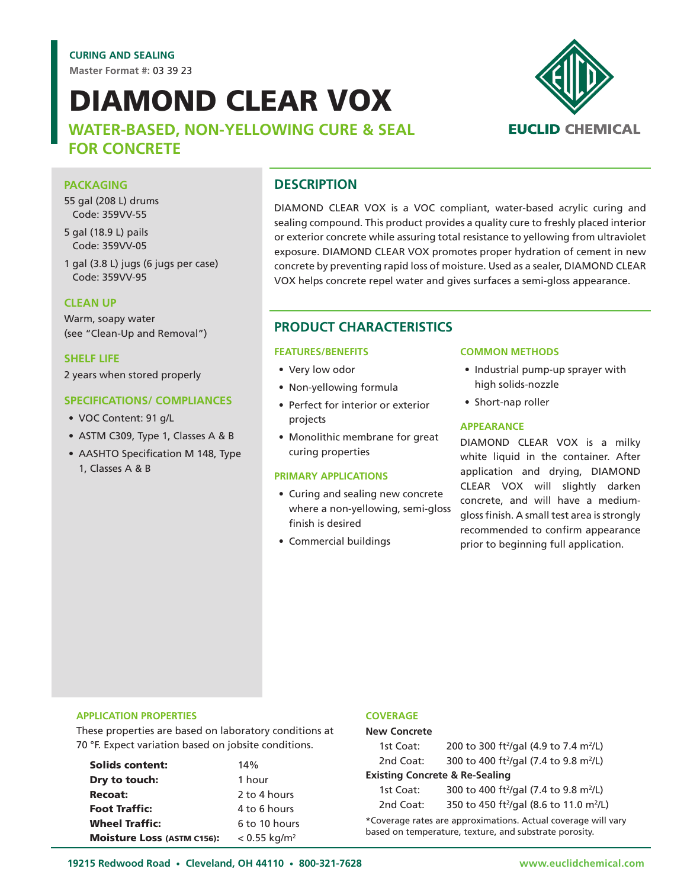CURING AND SEALING

Master Format #: 03 39 23

# DIAMOND CLEAR VOX

## WATER-BASED, NON-YELLOWING CURE & SEAL FOR CONCRETE

EUCLID CHEMICAL

### PACKAGING

55 gal (208 L) drums
Code: 359VV-55

5 gal (18.9 L) pails
Code: 359VV-05

1 gal (3.8 L) jugs (6 jugs per case)
Code: 359VV-95

### CLEAN UP

Warm, soapy water
(see "Clean-Up and Removal")

### SHELF LIFE

2 years when stored properly

### SPECIFICATIONS/ COMPLIANCES

- VOC Content: 91 g/L
- ASTM C309, Type 1, Classes A & B
- AASHTO Specification M 148, Type 1, Classes A & B

## DESCRIPTION

DIAMOND CLEAR VOX is a VOC compliant, water-based acrylic curing and sealing compound. This product provides a quality cure to freshly placed interior or exterior concrete while assuring total resistance to yellowing from ultraviolet exposure. DIAMOND CLEAR VOX promotes proper hydration of cement in new concrete by preventing rapid loss of moisture. Used as a sealer, DIAMOND CLEAR VOX helps concrete repel water and gives surfaces a semi-gloss appearance.

## PRODUCT CHARACTERISTICS

### FEATURES/BENEFITS

- Very low odor
- Non-yellowing formula
- Perfect for interior or exterior projects
- Monolithic membrane for great curing properties

### PRIMARY APPLICATIONS

- Curing and sealing new concrete where a non-yellowing, semi-gloss finish is desired
- Commercial buildings

### COMMON METHODS

- Industrial pump-up sprayer with high solids-nozzle
- Short-nap roller

### APPEARANCE

DIAMOND CLEAR VOX is a milky white liquid in the container. After application and drying, DIAMOND CLEAR VOX will slightly darken concrete, and will have a medium-gloss finish. A small test area is strongly recommended to confirm appearance prior to beginning full application.

### APPLICATION PROPERTIES

These properties are based on laboratory conditions at 70 °F. Expect variation based on jobsite conditions.

| | |
|---|---|
| **Solids content:** | 14% |
| **Dry to touch:** | 1 hour |
| **Recoat:** | 2 to 4 hours |
| **Foot Traffic:** | 4 to 6 hours |
| **Wheel Traffic:** | 6 to 10 hours |
| **Moisture Loss (ASTM C156):** | < 0.55 kg/m$^2$ |

### COVERAGE

**New Concrete**

| | |
|---|---|
| 1st Coat: | 200 to 300 ft$^2$/gal (4.9 to 7.4 m$^2$/L) |
| 2nd Coat: | 300 to 400 ft$^2$/gal (7.4 to 9.8 m$^2$/L) |

**Existing Concrete & Re-Sealing**

| | |
|---|---|
| 1st Coat: | 300 to 400 ft$^2$/gal (7.4 to 9.8 m$^2$/L) |
| 2nd Coat: | 350 to 450 ft$^2$/gal (8.6 to 11.0 m$^2$/L) |

*Coverage rates are approximations. Actual coverage will vary based on temperature, texture, and substrate porosity.

19215 Redwood Road • Cleveland, OH 44110 • 800-321-7628 www.euclidchemical.com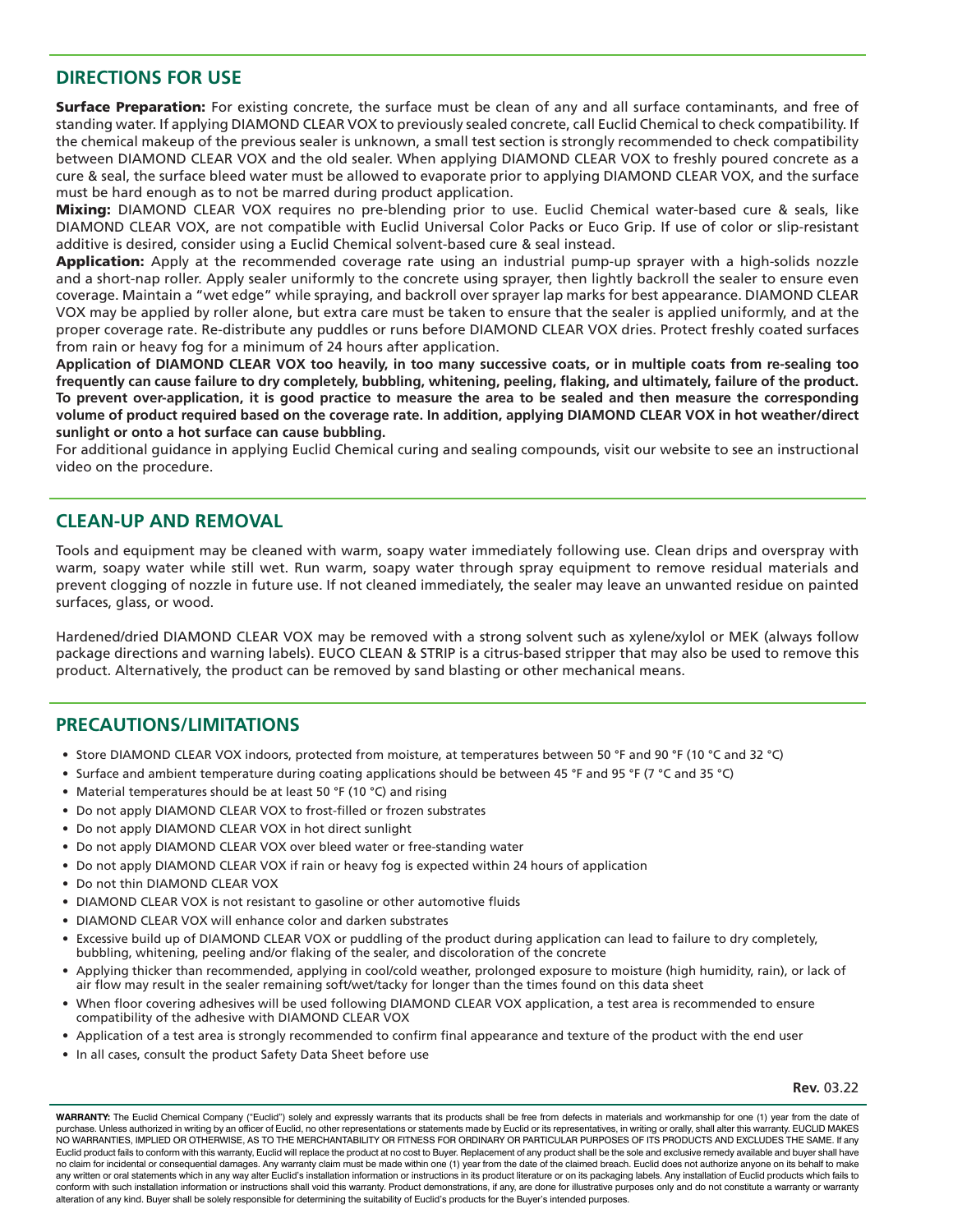## DIRECTIONS FOR USE

**Surface Preparation:** For existing concrete, the surface must be clean of any and all surface contaminants, and free of standing water. If applying DIAMOND CLEAR VOX to previously sealed concrete, call Euclid Chemical to check compatibility. If the chemical makeup of the previous sealer is unknown, a small test section is strongly recommended to check compatibility between DIAMOND CLEAR VOX and the old sealer. When applying DIAMOND CLEAR VOX to freshly poured concrete as a cure & seal, the surface bleed water must be allowed to evaporate prior to applying DIAMOND CLEAR VOX, and the surface must be hard enough as to not be marred during product application.

**Mixing:** DIAMOND CLEAR VOX requires no pre-blending prior to use. Euclid Chemical water-based cure & seals, like DIAMOND CLEAR VOX, are not compatible with Euclid Universal Color Packs or Euco Grip. If use of color or slip-resistant additive is desired, consider using a Euclid Chemical solvent-based cure & seal instead.

**Application:** Apply at the recommended coverage rate using an industrial pump-up sprayer with a high-solids nozzle and a short-nap roller. Apply sealer uniformly to the concrete using sprayer, then lightly backroll the sealer to ensure even coverage. Maintain a "wet edge" while spraying, and backroll over sprayer lap marks for best appearance. DIAMOND CLEAR VOX may be applied by roller alone, but extra care must be taken to ensure that the sealer is applied uniformly, and at the proper coverage rate. Re-distribute any puddles or runs before DIAMOND CLEAR VOX dries. Protect freshly coated surfaces from rain or heavy fog for a minimum of 24 hours after application.

**Application of DIAMOND CLEAR VOX too heavily, in too many successive coats, or in multiple coats from re-sealing too frequently can cause failure to dry completely, bubbling, whitening, peeling, flaking, and ultimately, failure of the product. To prevent over-application, it is good practice to measure the area to be sealed and then measure the corresponding volume of product required based on the coverage rate. In addition, applying DIAMOND CLEAR VOX in hot weather/direct sunlight or onto a hot surface can cause bubbling.**

For additional guidance in applying Euclid Chemical curing and sealing compounds, visit our website to see an instructional video on the procedure.

## CLEAN-UP AND REMOVAL

Tools and equipment may be cleaned with warm, soapy water immediately following use. Clean drips and overspray with warm, soapy water while still wet. Run warm, soapy water through spray equipment to remove residual materials and prevent clogging of nozzle in future use. If not cleaned immediately, the sealer may leave an unwanted residue on painted surfaces, glass, or wood.

Hardened/dried DIAMOND CLEAR VOX may be removed with a strong solvent such as xylene/xylol or MEK (always follow package directions and warning labels). EUCO CLEAN & STRIP is a citrus-based stripper that may also be used to remove this product. Alternatively, the product can be removed by sand blasting or other mechanical means.

## PRECAUTIONS/LIMITATIONS

- Store DIAMOND CLEAR VOX indoors, protected from moisture, at temperatures between 50 °F and 90 °F (10 °C and 32 °C)
- Surface and ambient temperature during coating applications should be between 45 °F and 95 °F (7 °C and 35 °C)
- Material temperatures should be at least 50 °F (10 °C) and rising
- Do not apply DIAMOND CLEAR VOX to frost-filled or frozen substrates
- Do not apply DIAMOND CLEAR VOX in hot direct sunlight
- Do not apply DIAMOND CLEAR VOX over bleed water or free-standing water
- Do not apply DIAMOND CLEAR VOX if rain or heavy fog is expected within 24 hours of application
- Do not thin DIAMOND CLEAR VOX
- DIAMOND CLEAR VOX is not resistant to gasoline or other automotive fluids
- DIAMOND CLEAR VOX will enhance color and darken substrates
- Excessive build up of DIAMOND CLEAR VOX or puddling of the product during application can lead to failure to dry completely, bubbling, whitening, peeling and/or flaking of the sealer, and discoloration of the concrete
- Applying thicker than recommended, applying in cool/cold weather, prolonged exposure to moisture (high humidity, rain), or lack of air flow may result in the sealer remaining soft/wet/tacky for longer than the times found on this data sheet
- When floor covering adhesives will be used following DIAMOND CLEAR VOX application, a test area is recommended to ensure compatibility of the adhesive with DIAMOND CLEAR VOX
- Application of a test area is strongly recommended to confirm final appearance and texture of the product with the end user
- In all cases, consult the product Safety Data Sheet before use

**Rev.** 03.22

**WARRANTY:** The Euclid Chemical Company ("Euclid") solely and expressly warrants that its products shall be free from defects in materials and workmanship for one (1) year from the date of purchase. Unless authorized in writing by an officer of Euclid, no other representations or statements made by Euclid or its representatives, in writing or orally, shall alter this warranty. EUCLID MAKES NO WARRANTIES, IMPLIED OR OTHERWISE, AS TO THE MERCHANTABILITY OR FITNESS FOR ORDINARY OR PARTICULAR PURPOSES OF ITS PRODUCTS AND EXCLUDES THE SAME. If any Euclid product fails to conform with this warranty, Euclid will replace the product at no cost to Buyer. Replacement of any product shall be the sole and exclusive remedy available and buyer shall have no claim for incidental or consequential damages. Any warranty claim must be made within one (1) year from the date of the claimed breach. Euclid does not authorize anyone on its behalf to make any written or oral statements which in any way alter Euclid's installation information or instructions in its product literature or on its packaging labels. Any installation of Euclid products which fails to conform with such installation information or instructions shall void this warranty. Product demonstrations, if any, are done for illustrative purposes only and do not constitute a warranty or warranty alteration of any kind. Buyer shall be solely responsible for determining the suitability of Euclid's products for the Buyer's intended purposes.